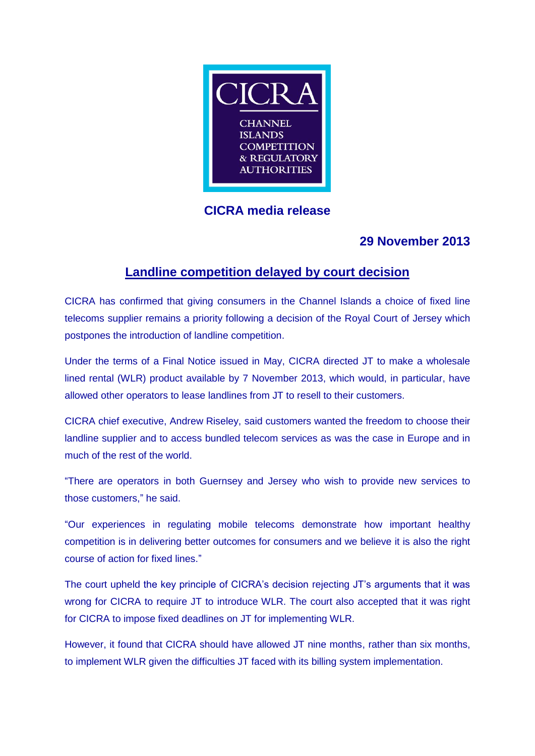CICRA

CHANNEL ISLANDS COMPETITION & REGULATORY AUTHORITIES

**CICRA media release**

**29 November 2013**

# Landline competition delayed by court decision

CICRA has confirmed that giving consumers in the Channel Islands a choice of fixed line telecoms supplier remains a priority following a decision of the Royal Court of Jersey which postpones the introduction of landline competition.

Under the terms of a Final Notice issued in May, CICRA directed JT to make a wholesale lined rental (WLR) product available by 7 November 2013, which would, in particular, have allowed other operators to lease landlines from JT to resell to their customers.

CICRA chief executive, Andrew Riseley, said customers wanted the freedom to choose their landline supplier and to access bundled telecom services as was the case in Europe and in much of the rest of the world.

"There are operators in both Guernsey and Jersey who wish to provide new services to those customers," he said.

"Our experiences in regulating mobile telecoms demonstrate how important healthy competition is in delivering better outcomes for consumers and we believe it is also the right course of action for fixed lines."

The court upheld the key principle of CICRA's decision rejecting JT's arguments that it was wrong for CICRA to require JT to introduce WLR. The court also accepted that it was right for CICRA to impose fixed deadlines on JT for implementing WLR.

However, it found that CICRA should have allowed JT nine months, rather than six months, to implement WLR given the difficulties JT faced with its billing system implementation.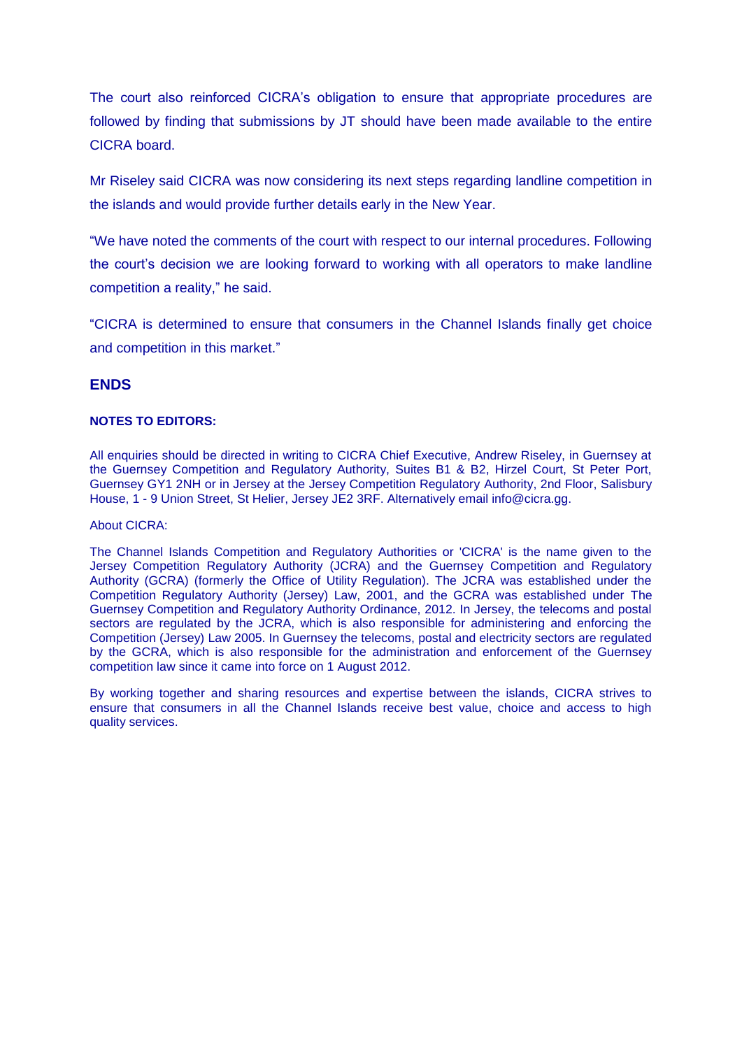The court also reinforced CICRA's obligation to ensure that appropriate procedures are followed by finding that submissions by JT should have been made available to the entire CICRA board.

Mr Riseley said CICRA was now considering its next steps regarding landline competition in the islands and would provide further details early in the New Year.

"We have noted the comments of the court with respect to our internal procedures. Following the court's decision we are looking forward to working with all operators to make landline competition a reality," he said.

"CICRA is determined to ensure that consumers in the Channel Islands finally get choice and competition in this market."

## ENDS

**NOTES TO EDITORS:**

All enquiries should be directed in writing to CICRA Chief Executive, Andrew Riseley, in Guernsey at the Guernsey Competition and Regulatory Authority, Suites B1 & B2, Hirzel Court, St Peter Port, Guernsey GY1 2NH or in Jersey at the Jersey Competition Regulatory Authority, 2nd Floor, Salisbury House, 1 - 9 Union Street, St Helier, Jersey JE2 3RF. Alternatively email info@cicra.gg.

About CICRA:

The Channel Islands Competition and Regulatory Authorities or 'CICRA' is the name given to the Jersey Competition Regulatory Authority (JCRA) and the Guernsey Competition and Regulatory Authority (GCRA) (formerly the Office of Utility Regulation). The JCRA was established under the Competition Regulatory Authority (Jersey) Law, 2001, and the GCRA was established under The Guernsey Competition and Regulatory Authority Ordinance, 2012. In Jersey, the telecoms and postal sectors are regulated by the JCRA, which is also responsible for administering and enforcing the Competition (Jersey) Law 2005. In Guernsey the telecoms, postal and electricity sectors are regulated by the GCRA, which is also responsible for the administration and enforcement of the Guernsey competition law since it came into force on 1 August 2012.

By working together and sharing resources and expertise between the islands, CICRA strives to ensure that consumers in all the Channel Islands receive best value, choice and access to high quality services.